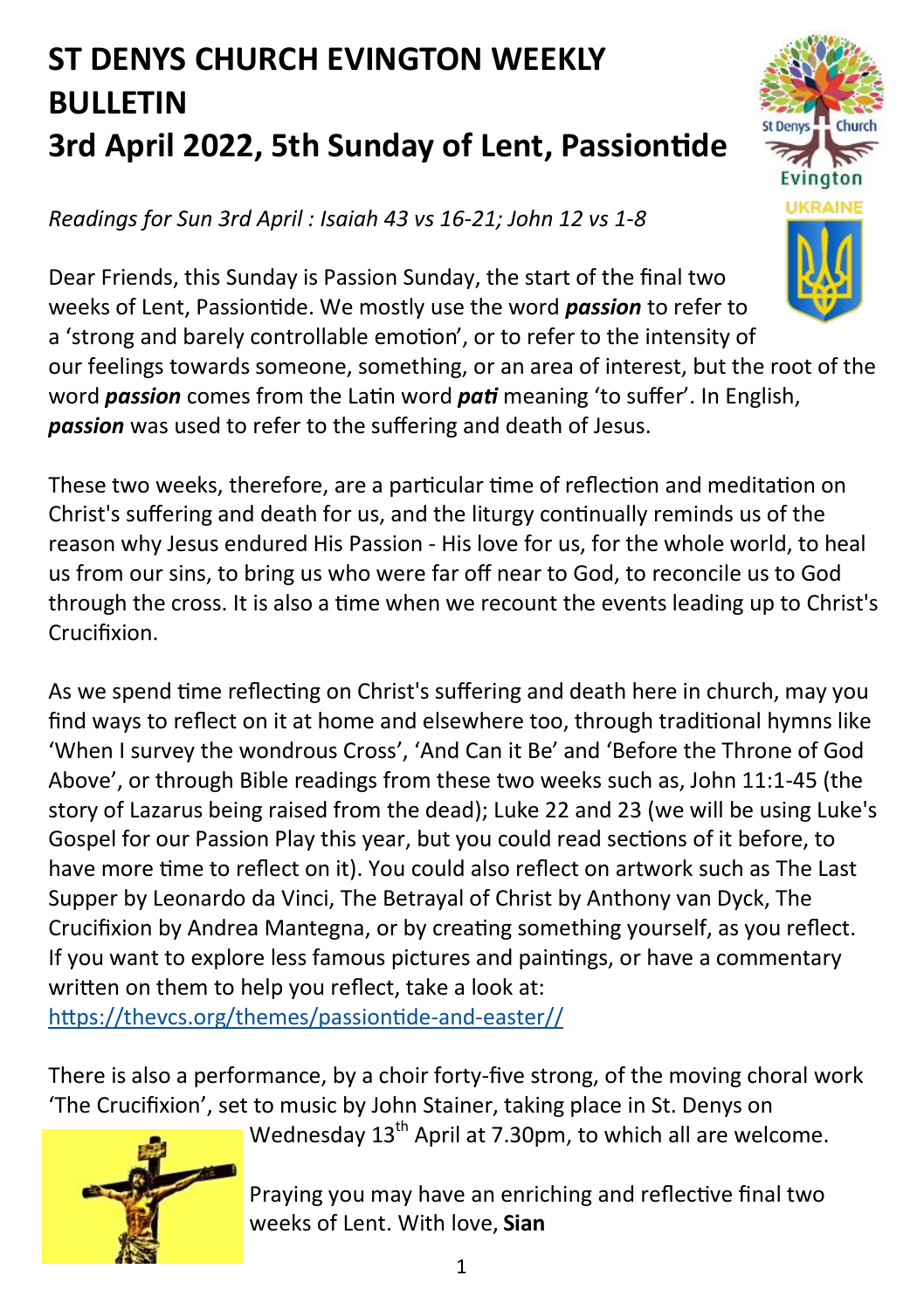# ST DENYS CHURCH EVINGTON WEEKLY BULLETIN
# 3rd April 2022, 5th Sunday of Lent, Passiontide

*Readings for Sun 3rd April : Isaiah 43 vs 16-21; John 12 vs 1-8*

Dear Friends, this Sunday is Passion Sunday, the start of the final two weeks of Lent, Passiontide. We mostly use the word ***passion*** to refer to a 'strong and barely controllable emotion', or to refer to the intensity of our feelings towards someone, something, or an area of interest, but the root of the word ***passion*** comes from the Latin word ***pati*** meaning 'to suffer'. In English, ***passion*** was used to refer to the suffering and death of Jesus.

These two weeks, therefore, are a particular time of reflection and meditation on Christ's suffering and death for us, and the liturgy continually reminds us of the reason why Jesus endured His Passion - His love for us, for the whole world, to heal us from our sins, to bring us who were far off near to God, to reconcile us to God through the cross. It is also a time when we recount the events leading up to Christ's Crucifixion.

As we spend time reflecting on Christ's suffering and death here in church, may you find ways to reflect on it at home and elsewhere too, through traditional hymns like 'When I survey the wondrous Cross', 'And Can it Be' and 'Before the Throne of God Above', or through Bible readings from these two weeks such as, John 11:1-45 (the story of Lazarus being raised from the dead); Luke 22 and 23 (we will be using Luke's Gospel for our Passion Play this year, but you could read sections of it before, to have more time to reflect on it). You could also reflect on artwork such as The Last Supper by Leonardo da Vinci, The Betrayal of Christ by Anthony van Dyck, The Crucifixion by Andrea Mantegna, or by creating something yourself, as you reflect. If you want to explore less famous pictures and paintings, or have a commentary written on them to help you reflect, take a look at: https://thevcs.org/themes/passiontide-and-easter//

There is also a performance, by a choir forty-five strong, of the moving choral work 'The Crucifixion', set to music by John Stainer, taking place in St. Denys on Wednesday 13th April at 7.30pm, to which all are welcome.

Praying you may have an enriching and reflective final two weeks of Lent. With love, **Sian**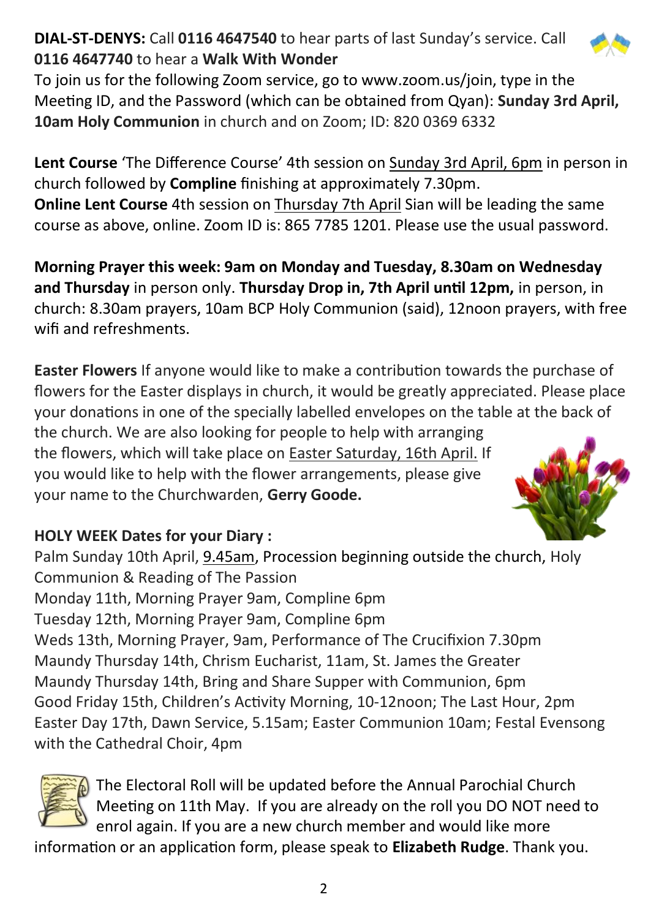**DIAL-ST-DENYS:** Call **0116 4647540** to hear parts of last Sunday's service. Call **0116 4647740** to hear a **Walk With Wonder**

To join us for the following Zoom service, go to www.zoom.us/join, type in the Meeting ID, and the Password (which can be obtained from Qyan): **Sunday 3rd April, 10am Holy Communion** in church and on Zoom; ID: 820 0369 6332

**Lent Course** 'The Difference Course' 4th session on Sunday 3rd April, 6pm in person in church followed by **Compline** finishing at approximately 7.30pm.
**Online Lent Course** 4th session on Thursday 7th April Sian will be leading the same course as above, online. Zoom ID is: 865 7785 1201. Please use the usual password.

**Morning Prayer this week: 9am on Monday and Tuesday, 8.30am on Wednesday and Thursday** in person only. **Thursday Drop in, 7th April until 12pm,** in person, in church: 8.30am prayers, 10am BCP Holy Communion (said), 12noon prayers, with free wifi and refreshments.

**Easter Flowers** If anyone would like to make a contribution towards the purchase of flowers for the Easter displays in church, it would be greatly appreciated. Please place your donations in one of the specially labelled envelopes on the table at the back of the church. We are also looking for people to help with arranging the flowers, which will take place on Easter Saturday, 16th April. If you would like to help with the flower arrangements, please give your name to the Churchwarden, **Gerry Goode.**

**HOLY WEEK Dates for your Diary :**

Palm Sunday 10th April, 9.45am, Procession beginning outside the church, Holy Communion & Reading of The Passion
Monday 11th, Morning Prayer 9am, Compline 6pm
Tuesday 12th, Morning Prayer 9am, Compline 6pm
Weds 13th, Morning Prayer, 9am, Performance of The Crucifixion 7.30pm
Maundy Thursday 14th, Chrism Eucharist, 11am, St. James the Greater
Maundy Thursday 14th, Bring and Share Supper with Communion, 6pm
Good Friday 15th, Children's Activity Morning, 10-12noon; The Last Hour, 2pm
Easter Day 17th, Dawn Service, 5.15am; Easter Communion 10am; Festal Evensong with the Cathedral Choir, 4pm

The Electoral Roll will be updated before the Annual Parochial Church Meeting on 11th May. If you are already on the roll you DO NOT need to enrol again. If you are a new church member and would like more information or an application form, please speak to **Elizabeth Rudge**. Thank you.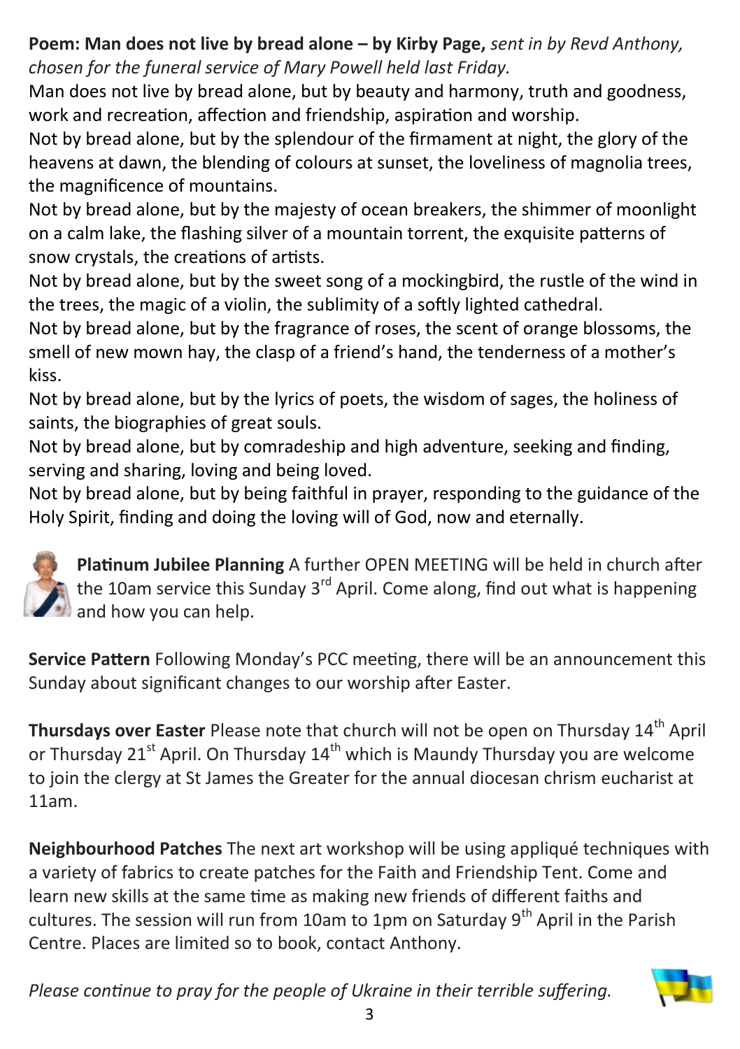**Poem: Man does not live by bread alone – by Kirby Page,** *sent in by Revd Anthony, chosen for the funeral service of Mary Powell held last Friday.*

Man does not live by bread alone, but by beauty and harmony, truth and goodness, work and recreation, affection and friendship, aspiration and worship.
Not by bread alone, but by the splendour of the firmament at night, the glory of the heavens at dawn, the blending of colours at sunset, the loveliness of magnolia trees, the magnificence of mountains.
Not by bread alone, but by the majesty of ocean breakers, the shimmer of moonlight on a calm lake, the flashing silver of a mountain torrent, the exquisite patterns of snow crystals, the creations of artists.
Not by bread alone, but by the sweet song of a mockingbird, the rustle of the wind in the trees, the magic of a violin, the sublimity of a softly lighted cathedral.
Not by bread alone, but by the fragrance of roses, the scent of orange blossoms, the smell of new mown hay, the clasp of a friend's hand, the tenderness of a mother's kiss.
Not by bread alone, but by the lyrics of poets, the wisdom of sages, the holiness of saints, the biographies of great souls.
Not by bread alone, but by comradeship and high adventure, seeking and finding, serving and sharing, loving and being loved.
Not by bread alone, but by being faithful in prayer, responding to the guidance of the Holy Spirit, finding and doing the loving will of God, now and eternally.

**Platinum Jubilee Planning** A further OPEN MEETING will be held in church after the 10am service this Sunday 3rd April. Come along, find out what is happening and how you can help.

**Service Pattern** Following Monday's PCC meeting, there will be an announcement this Sunday about significant changes to our worship after Easter.

**Thursdays over Easter** Please note that church will not be open on Thursday 14th April or Thursday 21st April. On Thursday 14th which is Maundy Thursday you are welcome to join the clergy at St James the Greater for the annual diocesan chrism eucharist at 11am.

**Neighbourhood Patches** The next art workshop will be using appliqué techniques with a variety of fabrics to create patches for the Faith and Friendship Tent. Come and learn new skills at the same time as making new friends of different faiths and cultures. The session will run from 10am to 1pm on Saturday 9th April in the Parish Centre. Places are limited so to book, contact Anthony.

*Please continue to pray for the people of Ukraine in their terrible suffering.*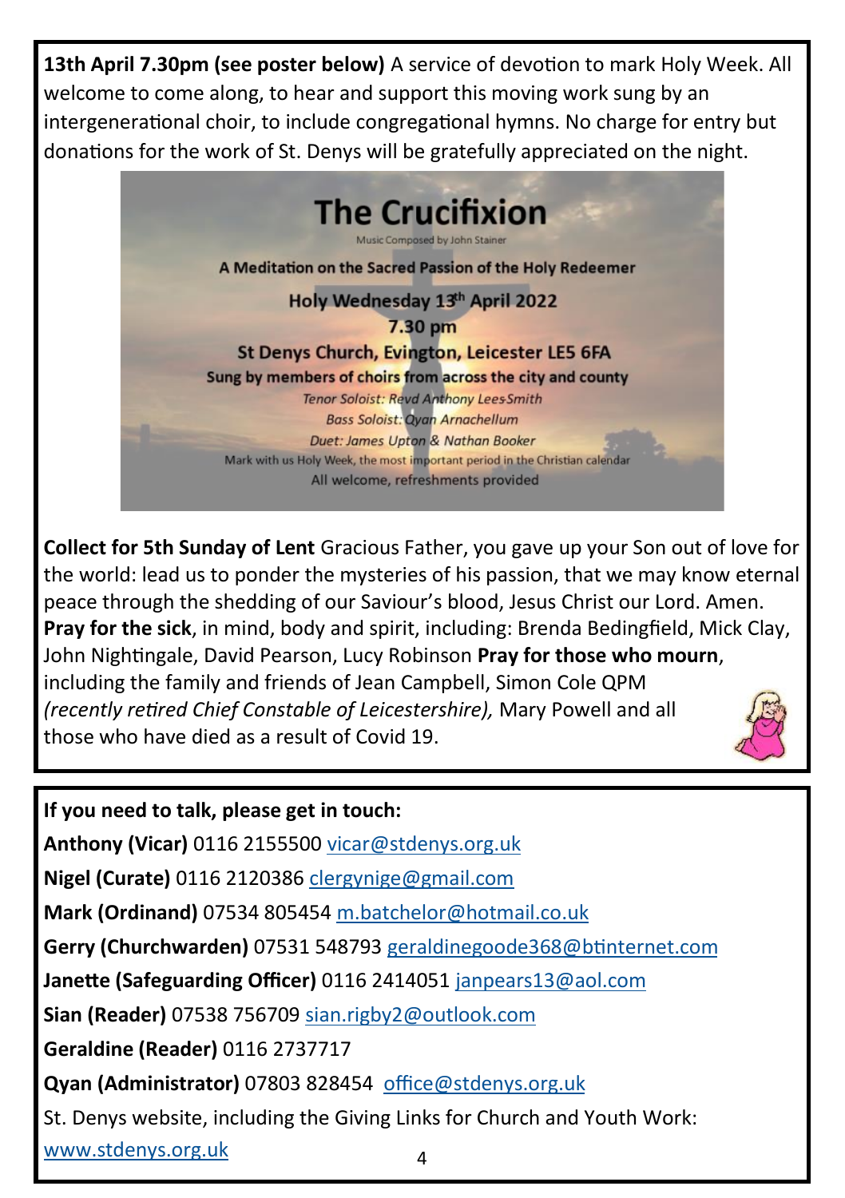**13th April 7.30pm (see poster below)** A service of devotion to mark Holy Week. All welcome to come along, to hear and support this moving work sung by an intergenerational choir, to include congregational hymns. No charge for entry but donations for the work of St. Denys will be gratefully appreciated on the night.

# The Crucifixion

Music Composed by John Stainer

**A Meditation on the Sacred Passion of the Holy Redeemer**

**Holy Wednesday 13th April 2022**

**7.30 pm**

**St Denys Church, Evington, Leicester LE5 6FA**

**Sung by members of choirs from across the city and county**

*Tenor Soloist: Revd Anthony Lees-Smith*

*Bass Soloist: Qyan Arnachellum*

*Duet: James Upton & Nathan Booker*

Mark with us Holy Week, the most important period in the Christian calendar

All welcome, refreshments provided

**Collect for 5th Sunday of Lent** Gracious Father, you gave up your Son out of love for the world: lead us to ponder the mysteries of his passion, that we may know eternal peace through the shedding of our Saviour's blood, Jesus Christ our Lord. Amen.
**Pray for the sick**, in mind, body and spirit, including: Brenda Bedingfield, Mick Clay, John Nightingale, David Pearson, Lucy Robinson **Pray for those who mourn**, including the family and friends of Jean Campbell, Simon Cole QPM *(recently retired Chief Constable of Leicestershire),* Mary Powell and all those who have died as a result of Covid 19.

**If you need to talk, please get in touch:**

**Anthony (Vicar)** 0116 2155500 vicar@stdenys.org.uk

**Nigel (Curate)** 0116 2120386 clergynige@gmail.com

**Mark (Ordinand)** 07534 805454 m.batchelor@hotmail.co.uk

**Gerry (Churchwarden)** 07531 548793 geraldinegoode368@btinternet.com

**Janette (Safeguarding Officer)** 0116 2414051 janpears13@aol.com

**Sian (Reader)** 07538 756709 sian.rigby2@outlook.com

**Geraldine (Reader)** 0116 2737717

**Qyan (Administrator)** 07803 828454 office@stdenys.org.uk

St. Denys website, including the Giving Links for Church and Youth Work: www.stdenys.org.uk